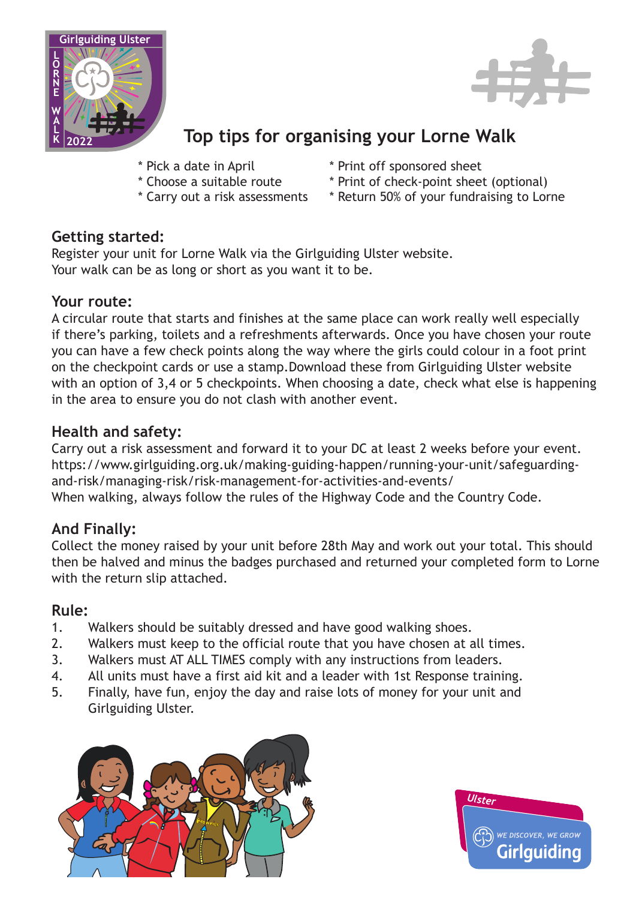# Top tips for organising your Lorne Walk

* Pick a date in April
* Choose a suitable route
* Carry out a risk assessments
* Print off sponsored sheet
* Print of check-point sheet (optional)
* Return 50% of your fundraising to Lorne

## Getting started:

Register your unit for Lorne Walk via the Girlguiding Ulster website.
Your walk can be as long or short as you want it to be.

## Your route:

A circular route that starts and finishes at the same place can work really well especially if there's parking, toilets and a refreshments afterwards. Once you have chosen your route you can have a few check points along the way where the girls could colour in a foot print on the checkpoint cards or use a stamp.Download these from Girlguiding Ulster website with an option of 3,4 or 5 checkpoints. When choosing a date, check what else is happening in the area to ensure you do not clash with another event.

## Health and safety:

Carry out a risk assessment and forward it to your DC at least 2 weeks before your event.
https://www.girlguiding.org.uk/making-guiding-happen/running-your-unit/safeguarding-and-risk/managing-risk/risk-management-for-activities-and-events/
When walking, always follow the rules of the Highway Code and the Country Code.

## And Finally:

Collect the money raised by your unit before 28th May and work out your total. This should then be halved and minus the badges purchased and returned your completed form to Lorne with the return slip attached.

## Rule:

1. Walkers should be suitably dressed and have good walking shoes.
2. Walkers must keep to the official route that you have chosen at all times.
3. Walkers must AT ALL TIMES comply with any instructions from leaders.
4. All units must have a first aid kit and a leader with 1st Response training.
5. Finally, have fun, enjoy the day and raise lots of money for your unit and Girlguiding Ulster.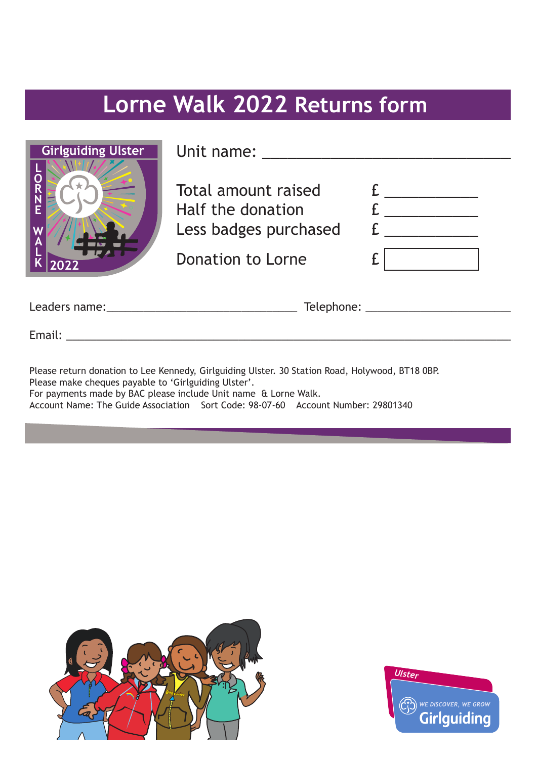# Lorne Walk 2022 Returns form

Unit name: ______________________________

| | |
|---|---|
| Total amount raised | £ __________ |
| Half the donation | £ __________ |
| Less badges purchased | £ __________ |
| Donation to Lorne | £ |

Leaders name: ____________________________ Telephone: ______________________

Email: ________________________________________________________________

Please return donation to Lee Kennedy, Girlguiding Ulster. 30 Station Road, Holywood, BT18 0BP.
Please make cheques payable to 'Girlguiding Ulster'.
For payments made by BAC please include Unit name & Lorne Walk.
Account Name: The Guide Association Sort Code: 98-07-60 Account Number: 29801340